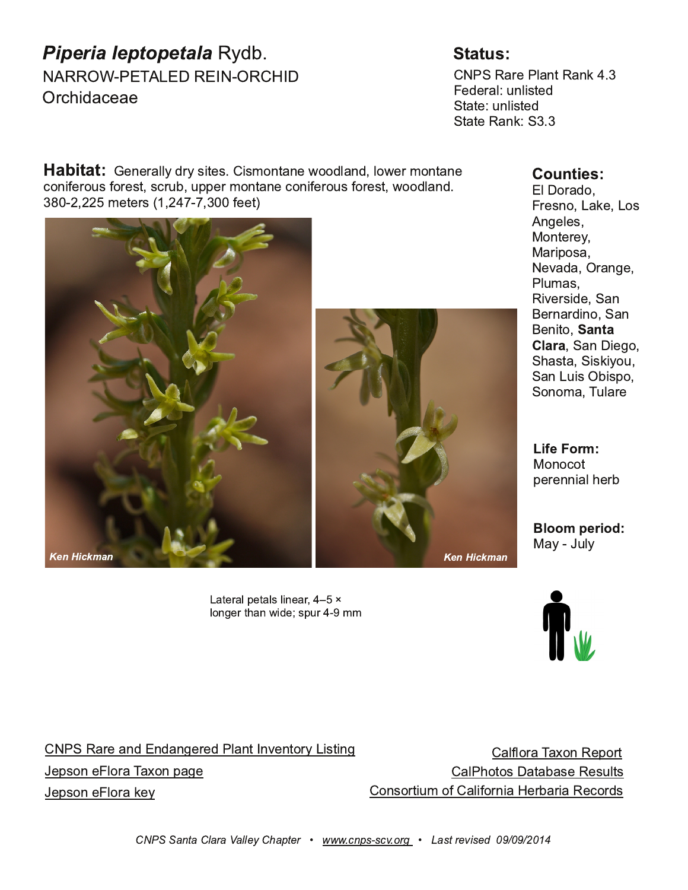# *Piperia leptopetala* Rydb.

NARROW-PETALED REIN-ORCHID

Orchidaceae

## Status:

CNPS Rare Plant Rank 4.3
Federal: unlisted
State: unlisted
State Rank: S3.3

**Habitat:** Generally dry sites. Cismontane woodland, lower montane coniferous forest, scrub, upper montane coniferous forest, woodland. 380-2,225 meters (1,247-7,300 feet)

Ken Hickman

Ken Hickman

Lateral petals linear, 4–5 × longer than wide; spur 4-9 mm

**Counties:**
El Dorado, Fresno, Lake, Los Angeles, Monterey, Mariposa, Nevada, Orange, Plumas, Riverside, San Bernardino, San Benito, **Santa Clara**, San Diego, Shasta, Siskiyou, San Luis Obispo, Sonoma, Tulare

**Life Form:**
Monocot perennial herb

**Bloom period:**
May - July

CNPS Rare and Endangered Plant Inventory Listing

Jepson eFlora Taxon page

Jepson eFlora key

Calflora Taxon Report

CalPhotos Database Results

Consortium of California Herbaria Records

*CNPS Santa Clara Valley Chapter • www.cnps-scv.org • Last revised 09/09/2014*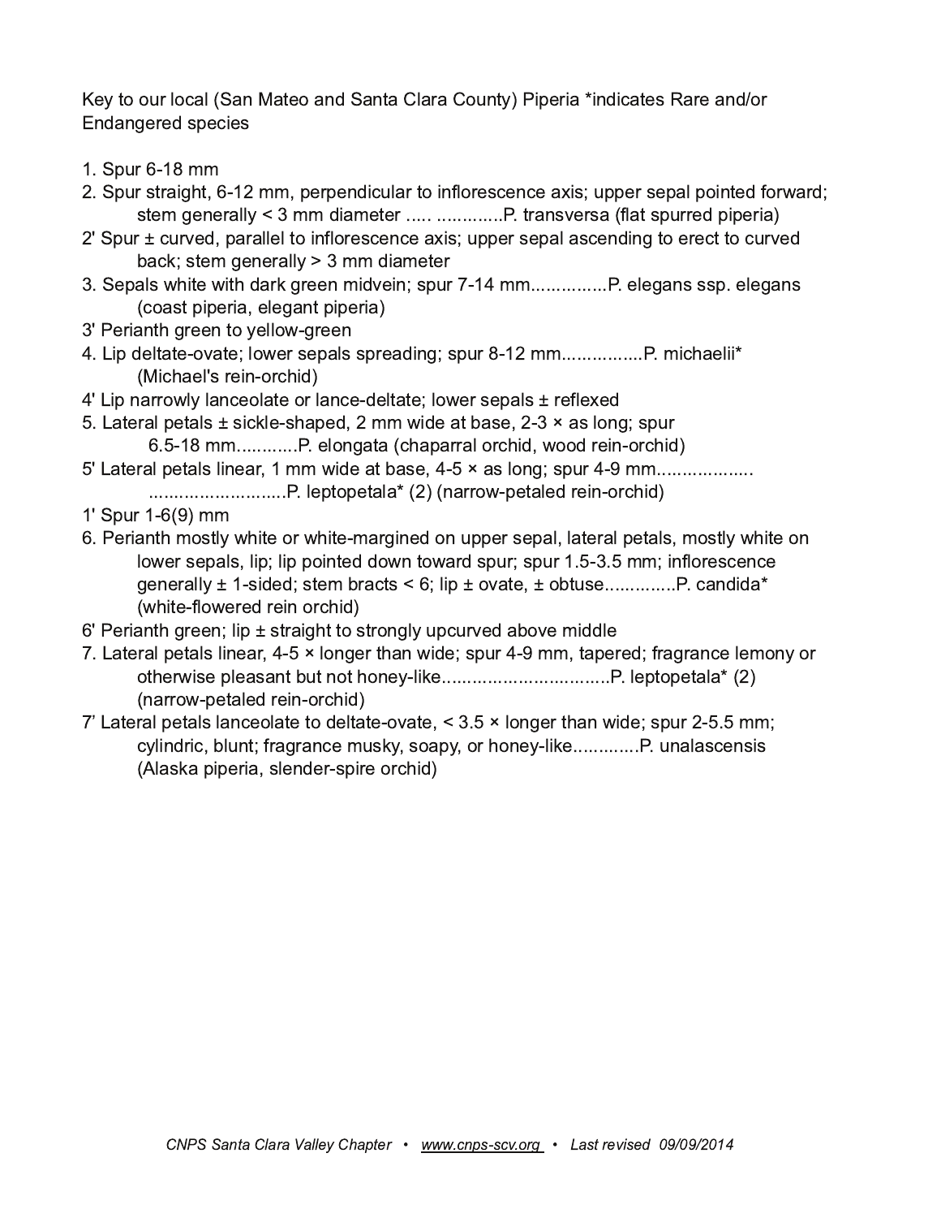Key to our local (San Mateo and Santa Clara County) Piperia *indicates Rare and/or Endangered species

1. Spur 6-18 mm
2. Spur straight, 6-12 mm, perpendicular to inflorescence axis; upper sepal pointed forward; stem generally < 3 mm diameter ..... .............P. transversa (flat spurred piperia)
2' Spur ± curved, parallel to inflorescence axis; upper sepal ascending to erect to curved back; stem generally > 3 mm diameter
3. Sepals white with dark green midvein; spur 7-14 mm...............P. elegans ssp. elegans (coast piperia, elegant piperia)
3' Perianth green to yellow-green
4. Lip deltate-ovate; lower sepals spreading; spur 8-12 mm................P. michaelii* (Michael's rein-orchid)
4' Lip narrowly lanceolate or lance-deltate; lower sepals ± reflexed
5. Lateral petals ± sickle-shaped, 2 mm wide at base, 2-3 × as long; spur 6.5-18 mm............P. elongata (chaparral orchid, wood rein-orchid)
5' Lateral petals linear, 1 mm wide at base, 4-5 × as long; spur 4-9 mm.................. ...........................P. leptopetala* (2) (narrow-petaled rein-orchid)
1' Spur 1-6(9) mm
6. Perianth mostly white or white-margined on upper sepal, lateral petals, mostly white on lower sepals, lip; lip pointed down toward spur; spur 1.5-3.5 mm; inflorescence generally ± 1-sided; stem bracts < 6; lip ± ovate, ± obtuse..............P. candida* (white-flowered rein orchid)
6' Perianth green; lip ± straight to strongly upcurved above middle
7. Lateral petals linear, 4-5 × longer than wide; spur 4-9 mm, tapered; fragrance lemony or otherwise pleasant but not honey-like................................P. leptopetala* (2) (narrow-petaled rein-orchid)
7' Lateral petals lanceolate to deltate-ovate, < 3.5 × longer than wide; spur 2-5.5 mm; cylindric, blunt; fragrance musky, soapy, or honey-like.............P. unalascensis (Alaska piperia, slender-spire orchid)

*CNPS Santa Clara Valley Chapter • www.cnps-scv.org • Last revised 09/09/2014*